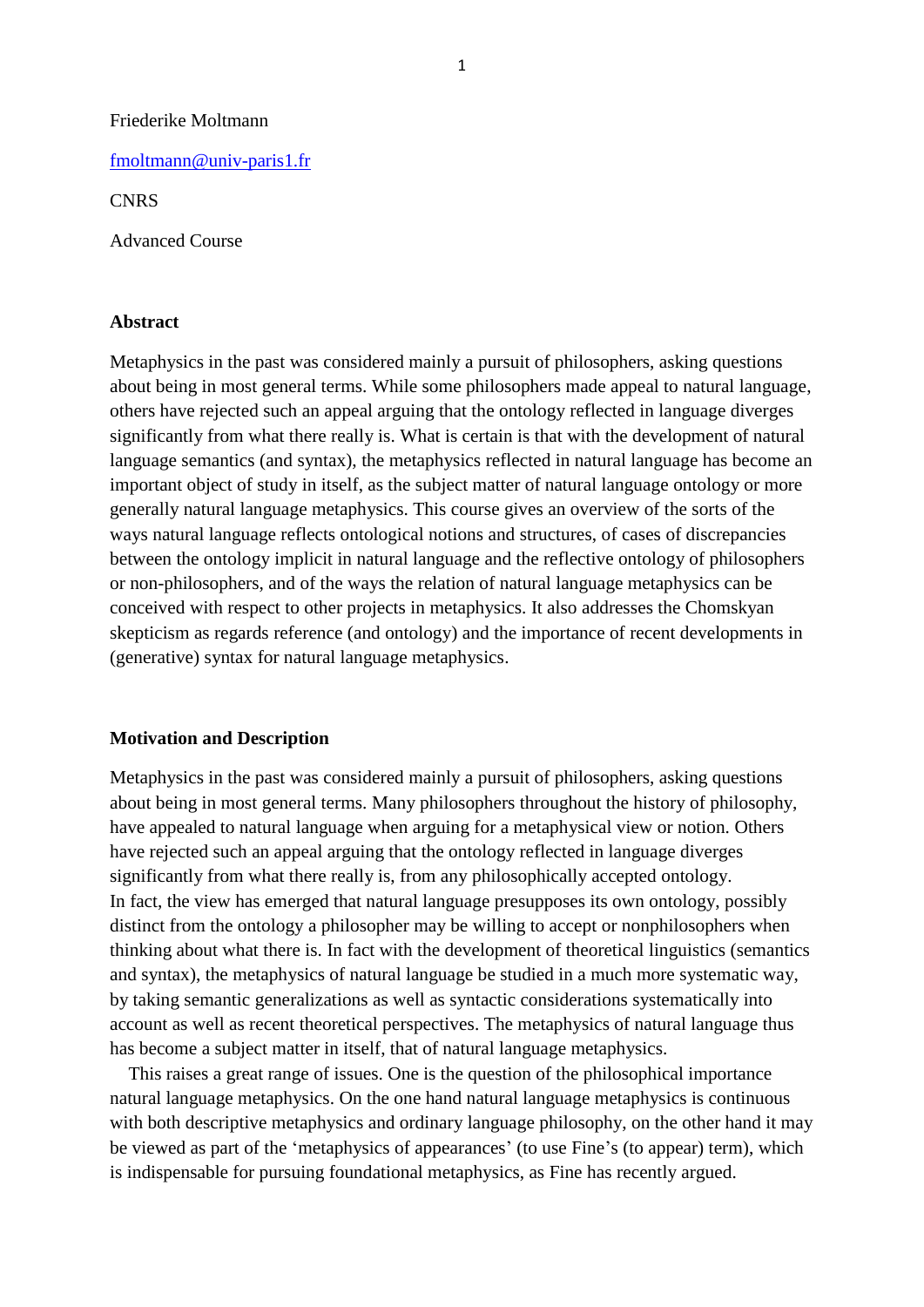Friederike Moltmann

fmoltmann@univ-paris1.fr

CNRS

Advanced Course

## Abstract

Metaphysics in the past was considered mainly a pursuit of philosophers, asking questions about being in most general terms. While some philosophers made appeal to natural language, others have rejected such an appeal arguing that the ontology reflected in language diverges significantly from what there really is. What is certain is that with the development of natural language semantics (and syntax), the metaphysics reflected in natural language has become an important object of study in itself, as the subject matter of natural language ontology or more generally natural language metaphysics. This course gives an overview of the sorts of the ways natural language reflects ontological notions and structures, of cases of discrepancies between the ontology implicit in natural language and the reflective ontology of philosophers or non-philosophers, and of the ways the relation of natural language metaphysics can be conceived with respect to other projects in metaphysics. It also addresses the Chomskyan skepticism as regards reference (and ontology) and the importance of recent developments in (generative) syntax for natural language metaphysics.

## Motivation and Description

Metaphysics in the past was considered mainly a pursuit of philosophers, asking questions about being in most general terms. Many philosophers throughout the history of philosophy, have appealed to natural language when arguing for a metaphysical view or notion. Others have rejected such an appeal arguing that the ontology reflected in language diverges significantly from what there really is, from any philosophically accepted ontology.
In fact, the view has emerged that natural language presupposes its own ontology, possibly distinct from the ontology a philosopher may be willing to accept or nonphilosophers when thinking about what there is. In fact with the development of theoretical linguistics (semantics and syntax), the metaphysics of natural language be studied in a much more systematic way, by taking semantic generalizations as well as syntactic considerations systematically into account as well as recent theoretical perspectives. The metaphysics of natural language thus has become a subject matter in itself, that of natural language metaphysics.

This raises a great range of issues. One is the question of the philosophical importance natural language metaphysics. On the one hand natural language metaphysics is continuous with both descriptive metaphysics and ordinary language philosophy, on the other hand it may be viewed as part of the 'metaphysics of appearances' (to use Fine's (to appear) term), which is indispensable for pursuing foundational metaphysics, as Fine has recently argued.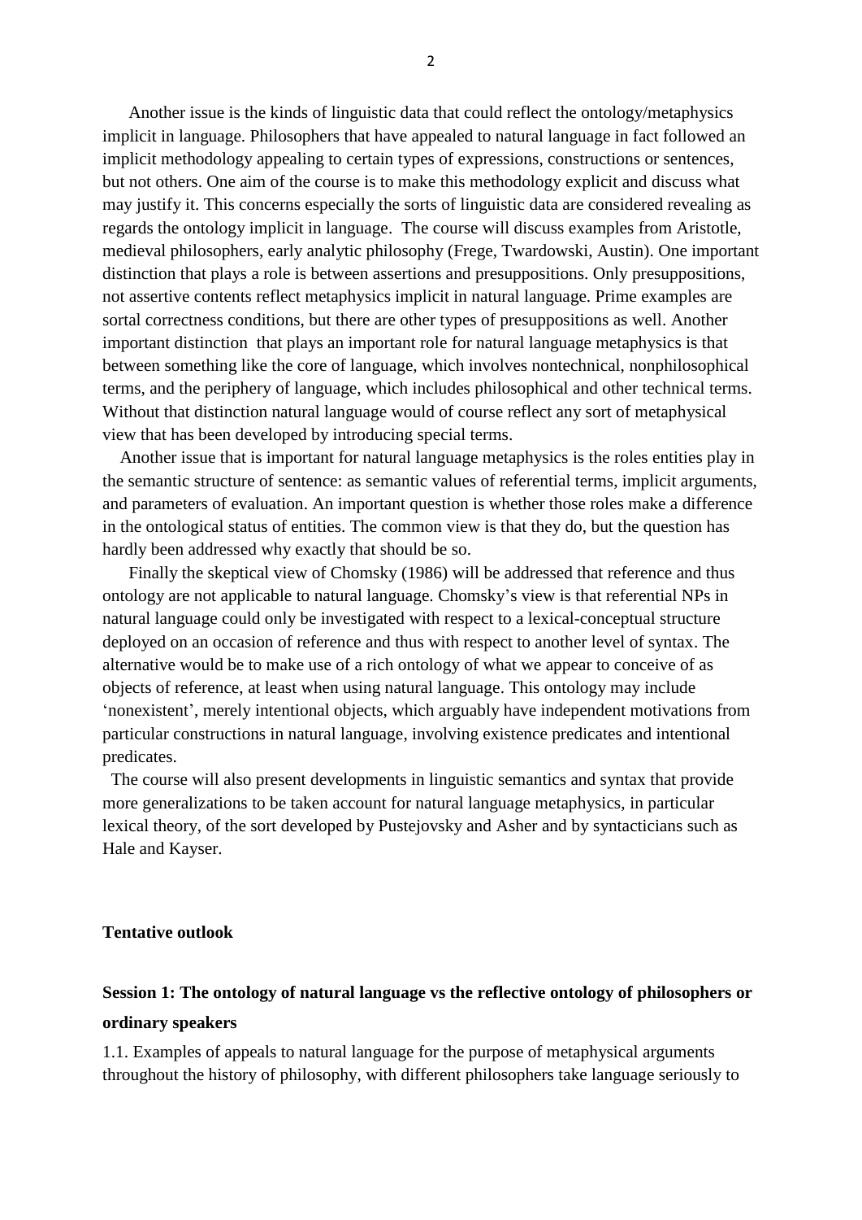Another issue is the kinds of linguistic data that could reflect the ontology/metaphysics implicit in language. Philosophers that have appealed to natural language in fact followed an implicit methodology appealing to certain types of expressions, constructions or sentences, but not others. One aim of the course is to make this methodology explicit and discuss what may justify it. This concerns especially the sorts of linguistic data are considered revealing as regards the ontology implicit in language. The course will discuss examples from Aristotle, medieval philosophers, early analytic philosophy (Frege, Twardowski, Austin). One important distinction that plays a role is between assertions and presuppositions. Only presuppositions, not assertive contents reflect metaphysics implicit in natural language. Prime examples are sortal correctness conditions, but there are other types of presuppositions as well. Another important distinction that plays an important role for natural language metaphysics is that between something like the core of language, which involves nontechnical, nonphilosophical terms, and the periphery of language, which includes philosophical and other technical terms. Without that distinction natural language would of course reflect any sort of metaphysical view that has been developed by introducing special terms.

Another issue that is important for natural language metaphysics is the roles entities play in the semantic structure of sentence: as semantic values of referential terms, implicit arguments, and parameters of evaluation. An important question is whether those roles make a difference in the ontological status of entities. The common view is that they do, but the question has hardly been addressed why exactly that should be so.

Finally the skeptical view of Chomsky (1986) will be addressed that reference and thus ontology are not applicable to natural language. Chomsky's view is that referential NPs in natural language could only be investigated with respect to a lexical-conceptual structure deployed on an occasion of reference and thus with respect to another level of syntax. The alternative would be to make use of a rich ontology of what we appear to conceive of as objects of reference, at least when using natural language. This ontology may include 'nonexistent', merely intentional objects, which arguably have independent motivations from particular constructions in natural language, involving existence predicates and intentional predicates.

The course will also present developments in linguistic semantics and syntax that provide more generalizations to be taken account for natural language metaphysics, in particular lexical theory, of the sort developed by Pustejovsky and Asher and by syntacticians such as Hale and Kayser.

**Tentative outlook**

**Session 1: The ontology of natural language vs the reflective ontology of philosophers or ordinary speakers**

1.1. Examples of appeals to natural language for the purpose of metaphysical arguments throughout the history of philosophy, with different philosophers take language seriously to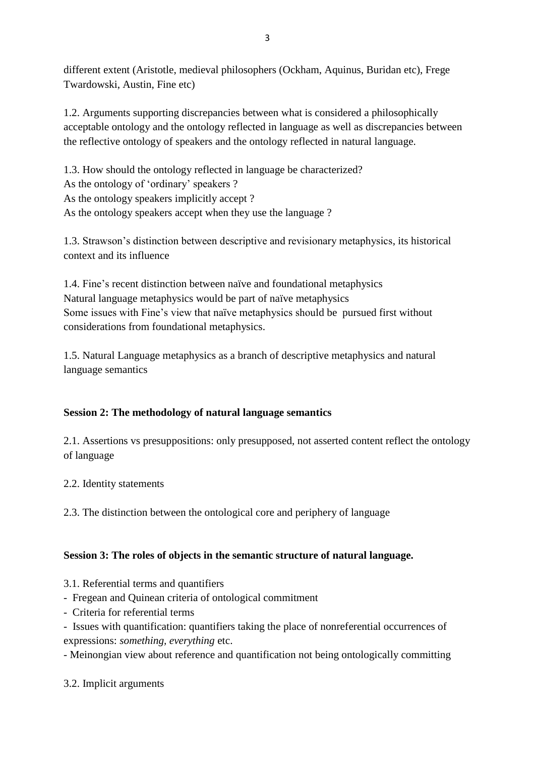different extent (Aristotle, medieval philosophers (Ockham, Aquinus, Buridan etc), Frege Twardowski, Austin, Fine etc)

1.2. Arguments supporting discrepancies between what is considered a philosophically acceptable ontology and the ontology reflected in language as well as discrepancies between the reflective ontology of speakers and the ontology reflected in natural language.

1.3. How should the ontology reflected in language be characterized?
As the ontology of 'ordinary' speakers ?
As the ontology speakers implicitly accept ?
As the ontology speakers accept when they use the language ?

1.3. Strawson's distinction between descriptive and revisionary metaphysics, its historical context and its influence

1.4. Fine's recent distinction between naïve and foundational metaphysics
Natural language metaphysics would be part of naïve metaphysics
Some issues with Fine's view that naïve metaphysics should be pursued first without considerations from foundational metaphysics.

1.5. Natural Language metaphysics as a branch of descriptive metaphysics and natural language semantics

**Session 2: The methodology of natural language semantics**

2.1. Assertions vs presuppositions: only presupposed, not asserted content reflect the ontology of language

2.2. Identity statements

2.3. The distinction between the ontological core and periphery of language

**Session 3: The roles of objects in the semantic structure of natural language.**

3.1. Referential terms and quantifiers
- Fregean and Quinean criteria of ontological commitment
- Criteria for referential terms
- Issues with quantification: quantifiers taking the place of nonreferential occurrences of expressions: *something, everything* etc.
- Meinongian view about reference and quantification not being ontologically committing

3.2. Implicit arguments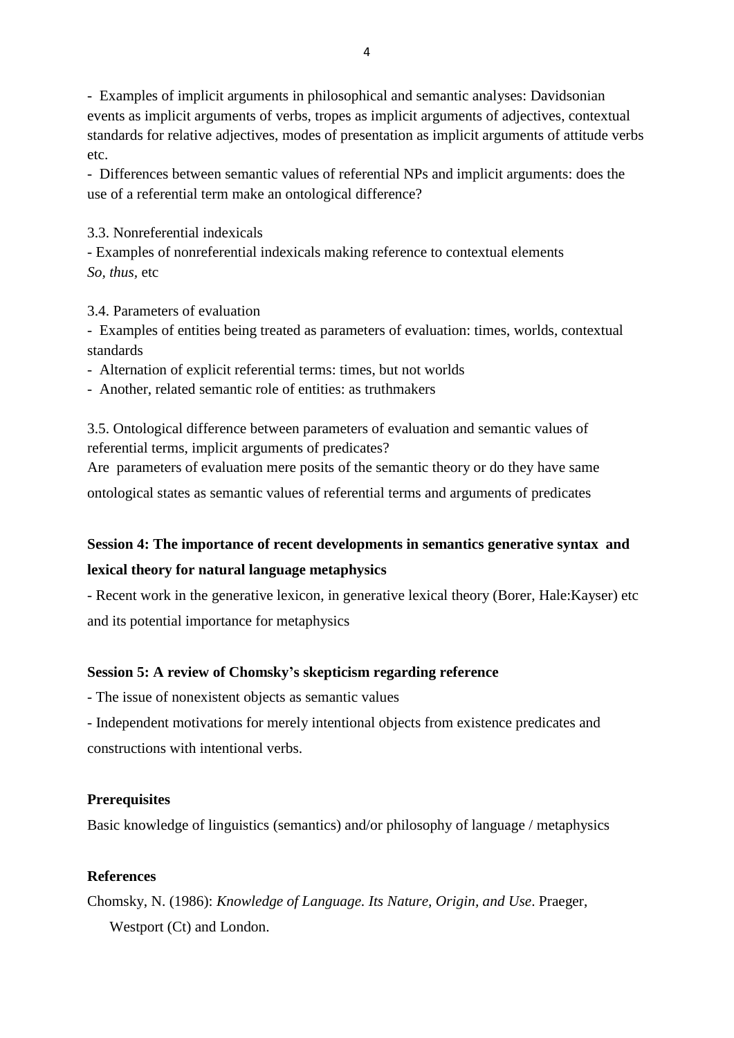- Examples of implicit arguments in philosophical and semantic analyses: Davidsonian events as implicit arguments of verbs, tropes as implicit arguments of adjectives, contextual standards for relative adjectives, modes of presentation as implicit arguments of attitude verbs etc.
- Differences between semantic values of referential NPs and implicit arguments: does the use of a referential term make an ontological difference?

3.3. Nonreferential indexicals

- Examples of nonreferential indexicals making reference to contextual elements

*So, thus,* etc

3.4. Parameters of evaluation

- Examples of entities being treated as parameters of evaluation: times, worlds, contextual standards
- Alternation of explicit referential terms: times, but not worlds
- Another, related semantic role of entities: as truthmakers

3.5. Ontological difference between parameters of evaluation and semantic values of referential terms, implicit arguments of predicates?

Are parameters of evaluation mere posits of the semantic theory or do they have same ontological states as semantic values of referential terms and arguments of predicates

**Session 4: The importance of recent developments in semantics generative syntax and lexical theory for natural language metaphysics**

- Recent work in the generative lexicon, in generative lexical theory (Borer, Hale:Kayser) etc and its potential importance for metaphysics

**Session 5: A review of Chomsky's skepticism regarding reference**

- The issue of nonexistent objects as semantic values
- Independent motivations for merely intentional objects from existence predicates and constructions with intentional verbs.

**Prerequisites**

Basic knowledge of linguistics (semantics) and/or philosophy of language / metaphysics

**References**

Chomsky, N. (1986): *Knowledge of Language. Its Nature, Origin, and Use*. Praeger, Westport (Ct) and London.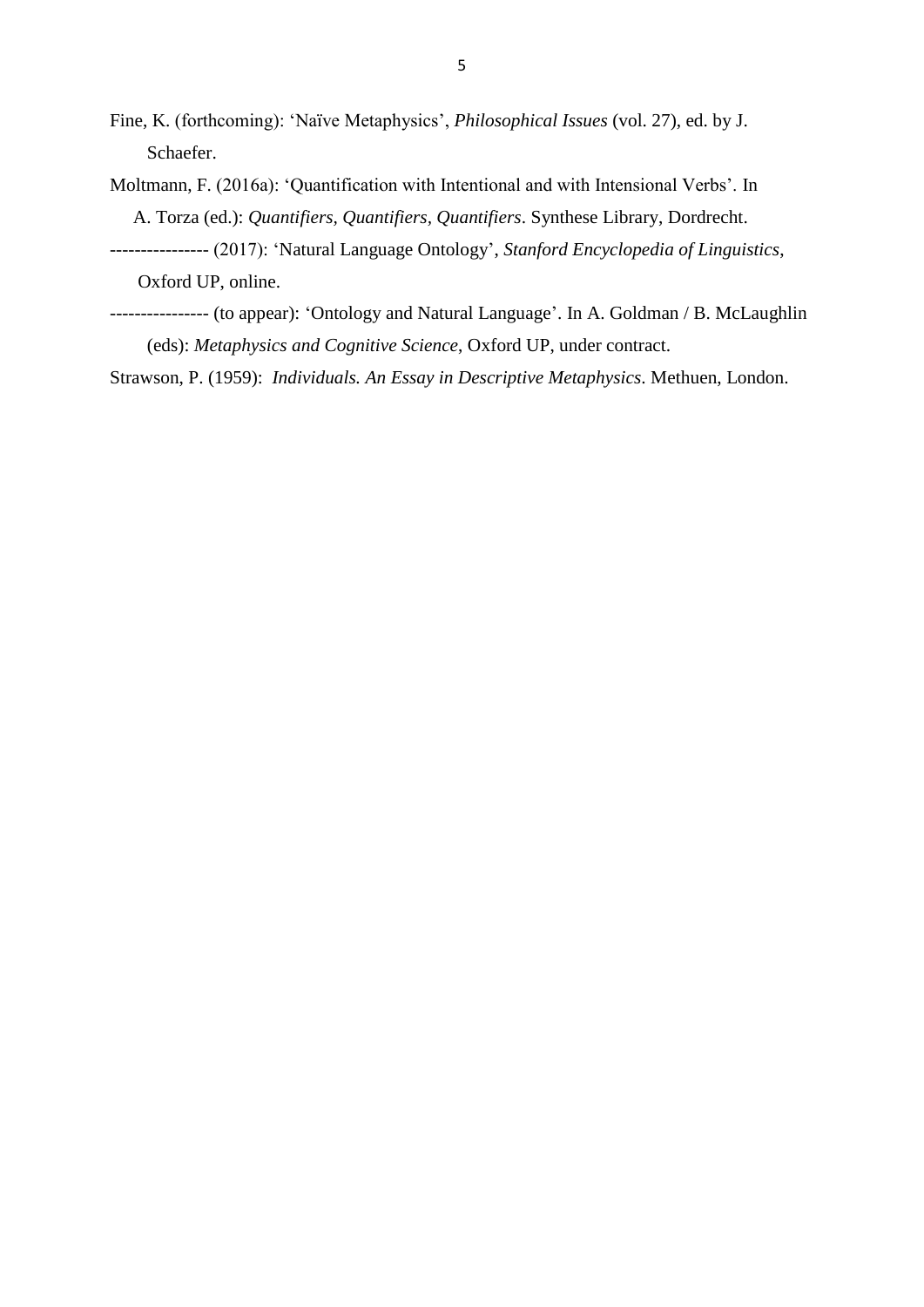Fine, K. (forthcoming): 'Naïve Metaphysics', *Philosophical Issues* (vol. 27), ed. by J. Schaefer.

Moltmann, F. (2016a): 'Quantification with Intentional and with Intensional Verbs'. In A. Torza (ed.): *Quantifiers, Quantifiers, Quantifiers*. Synthese Library, Dordrecht.

---------------- (2017): 'Natural Language Ontology', *Stanford Encyclopedia of Linguistics*, Oxford UP, online.

---------------- (to appear): 'Ontology and Natural Language'. In A. Goldman / B. McLaughlin (eds): *Metaphysics and Cognitive Science*, Oxford UP, under contract.

Strawson, P. (1959): *Individuals. An Essay in Descriptive Metaphysics*. Methuen, London.